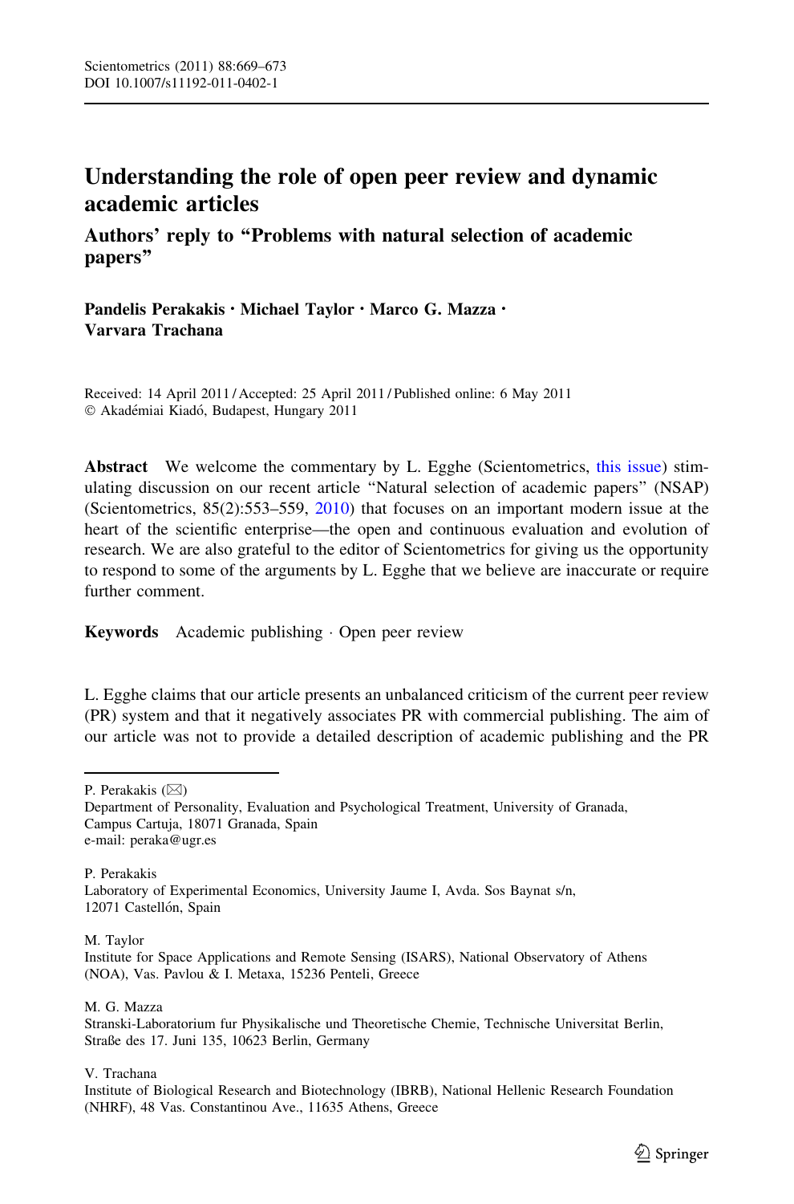# Understanding the role of open peer review and dynamic academic articles

## Authors' reply to "Problems with natural selection of academic papers"

**Pandelis Perakakis · Michael Taylor · Marco G. Mazza · Varvara Trachana**

Received: 14 April 2011 / Accepted: 25 April 2011 / Published online: 6 May 2011
© Akadémiai Kiadó, Budapest, Hungary 2011

**Abstract** We welcome the commentary by L. Egghe (Scientometrics, this issue) stimulating discussion on our recent article "Natural selection of academic papers" (NSAP) (Scientometrics, 85(2):553–559, 2010) that focuses on an important modern issue at the heart of the scientific enterprise—the open and continuous evaluation and evolution of research. We are also grateful to the editor of Scientometrics for giving us the opportunity to respond to some of the arguments by L. Egghe that we believe are inaccurate or require further comment.

**Keywords** Academic publishing · Open peer review

L. Egghe claims that our article presents an unbalanced criticism of the current peer review (PR) system and that it negatively associates PR with commercial publishing. The aim of our article was not to provide a detailed description of academic publishing and the PR

---

P. Perakakis (✉)
Department of Personality, Evaluation and Psychological Treatment, University of Granada, Campus Cartuja, 18071 Granada, Spain
e-mail: peraka@ugr.es

P. Perakakis
Laboratory of Experimental Economics, University Jaume I, Avda. Sos Baynat s/n, 12071 Castellón, Spain

M. Taylor
Institute for Space Applications and Remote Sensing (ISARS), National Observatory of Athens (NOA), Vas. Pavlou & I. Metaxa, 15236 Penteli, Greece

M. G. Mazza
Stranski-Laboratorium fur Physikalische und Theoretische Chemie, Technische Universitat Berlin, Straße des 17. Juni 135, 10623 Berlin, Germany

V. Trachana
Institute of Biological Research and Biotechnology (IBRB), National Hellenic Research Foundation (NHRF), 48 Vas. Constantinou Ave., 11635 Athens, Greece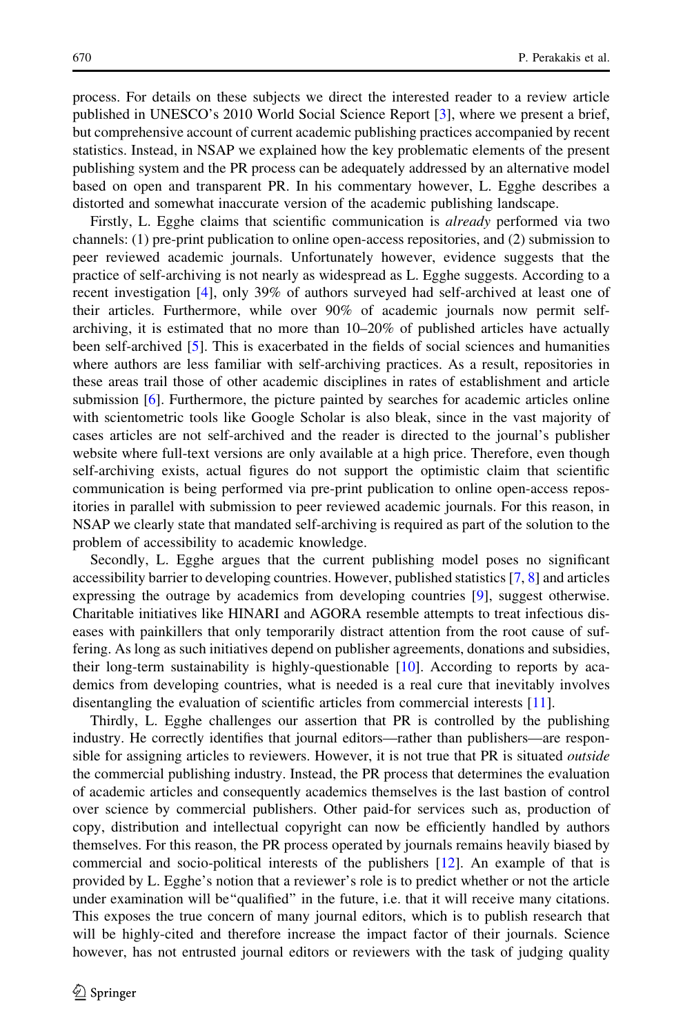process. For details on these subjects we direct the interested reader to a review article published in UNESCO's 2010 World Social Science Report [3], where we present a brief, but comprehensive account of current academic publishing practices accompanied by recent statistics. Instead, in NSAP we explained how the key problematic elements of the present publishing system and the PR process can be adequately addressed by an alternative model based on open and transparent PR. In his commentary however, L. Egghe describes a distorted and somewhat inaccurate version of the academic publishing landscape.

Firstly, L. Egghe claims that scientific communication is *already* performed via two channels: (1) pre-print publication to online open-access repositories, and (2) submission to peer reviewed academic journals. Unfortunately however, evidence suggests that the practice of self-archiving is not nearly as widespread as L. Egghe suggests. According to a recent investigation [4], only 39% of authors surveyed had self-archived at least one of their articles. Furthermore, while over 90% of academic journals now permit self-archiving, it is estimated that no more than 10–20% of published articles have actually been self-archived [5]. This is exacerbated in the fields of social sciences and humanities where authors are less familiar with self-archiving practices. As a result, repositories in these areas trail those of other academic disciplines in rates of establishment and article submission [6]. Furthermore, the picture painted by searches for academic articles online with scientometric tools like Google Scholar is also bleak, since in the vast majority of cases articles are not self-archived and the reader is directed to the journal's publisher website where full-text versions are only available at a high price. Therefore, even though self-archiving exists, actual figures do not support the optimistic claim that scientific communication is being performed via pre-print publication to online open-access repositories in parallel with submission to peer reviewed academic journals. For this reason, in NSAP we clearly state that mandated self-archiving is required as part of the solution to the problem of accessibility to academic knowledge.

Secondly, L. Egghe argues that the current publishing model poses no significant accessibility barrier to developing countries. However, published statistics [7, 8] and articles expressing the outrage by academics from developing countries [9], suggest otherwise. Charitable initiatives like HINARI and AGORA resemble attempts to treat infectious diseases with painkillers that only temporarily distract attention from the root cause of suffering. As long as such initiatives depend on publisher agreements, donations and subsidies, their long-term sustainability is highly-questionable [10]. According to reports by academics from developing countries, what is needed is a real cure that inevitably involves disentangling the evaluation of scientific articles from commercial interests [11].

Thirdly, L. Egghe challenges our assertion that PR is controlled by the publishing industry. He correctly identifies that journal editors—rather than publishers—are responsible for assigning articles to reviewers. However, it is not true that PR is situated *outside* the commercial publishing industry. Instead, the PR process that determines the evaluation of academic articles and consequently academics themselves is the last bastion of control over science by commercial publishers. Other paid-for services such as, production of copy, distribution and intellectual copyright can now be efficiently handled by authors themselves. For this reason, the PR process operated by journals remains heavily biased by commercial and socio-political interests of the publishers [12]. An example of that is provided by L. Egghe's notion that a reviewer's role is to predict whether or not the article under examination will be"qualified" in the future, i.e. that it will receive many citations. This exposes the true concern of many journal editors, which is to publish research that will be highly-cited and therefore increase the impact factor of their journals. Science however, has not entrusted journal editors or reviewers with the task of judging quality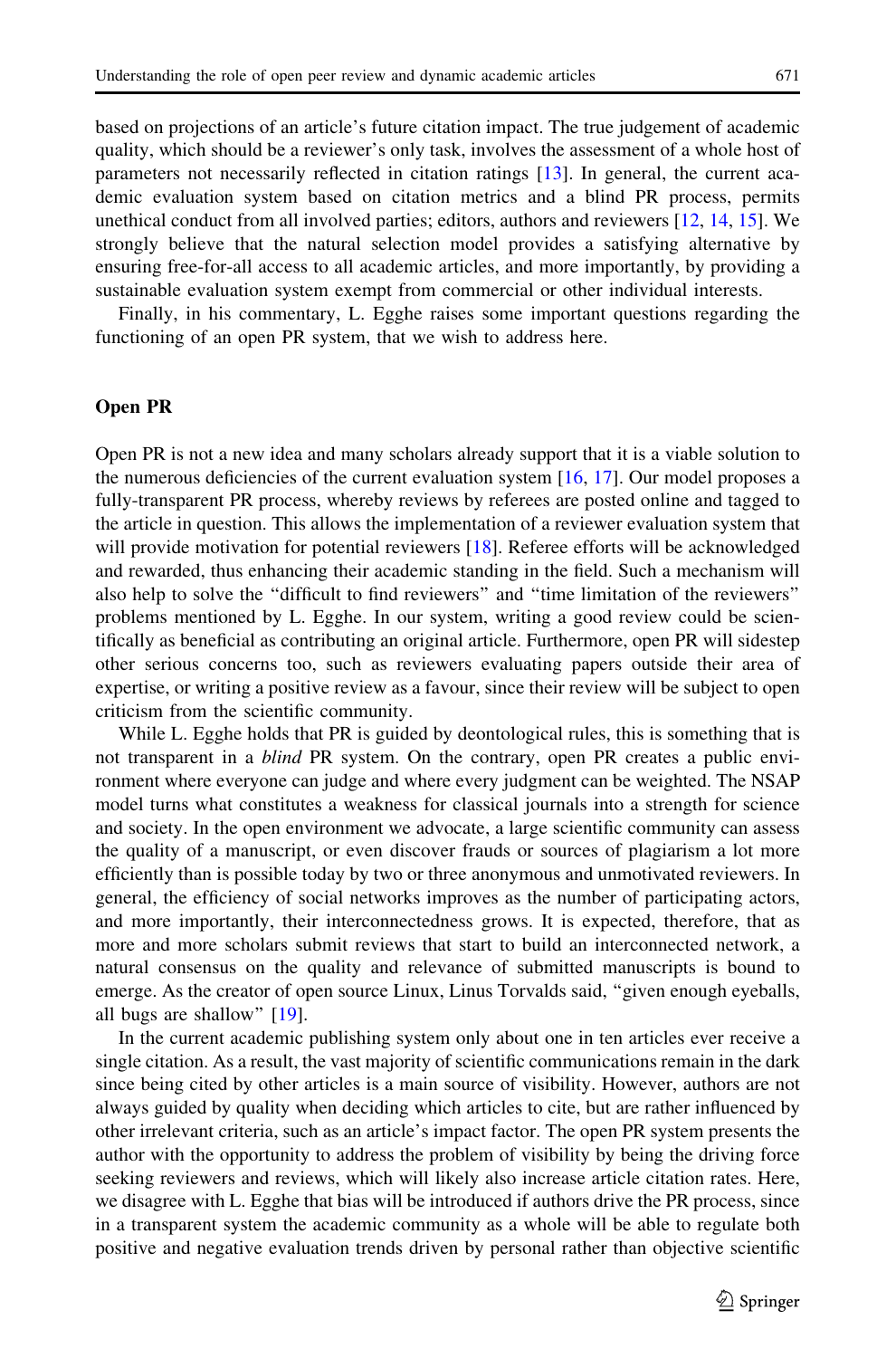based on projections of an article's future citation impact. The true judgement of academic quality, which should be a reviewer's only task, involves the assessment of a whole host of parameters not necessarily reflected in citation ratings [13]. In general, the current academic evaluation system based on citation metrics and a blind PR process, permits unethical conduct from all involved parties; editors, authors and reviewers [12, 14, 15]. We strongly believe that the natural selection model provides a satisfying alternative by ensuring free-for-all access to all academic articles, and more importantly, by providing a sustainable evaluation system exempt from commercial or other individual interests.

Finally, in his commentary, L. Egghe raises some important questions regarding the functioning of an open PR system, that we wish to address here.

## Open PR

Open PR is not a new idea and many scholars already support that it is a viable solution to the numerous deficiencies of the current evaluation system [16, 17]. Our model proposes a fully-transparent PR process, whereby reviews by referees are posted online and tagged to the article in question. This allows the implementation of a reviewer evaluation system that will provide motivation for potential reviewers [18]. Referee efforts will be acknowledged and rewarded, thus enhancing their academic standing in the field. Such a mechanism will also help to solve the "difficult to find reviewers" and "time limitation of the reviewers" problems mentioned by L. Egghe. In our system, writing a good review could be scientifically as beneficial as contributing an original article. Furthermore, open PR will sidestep other serious concerns too, such as reviewers evaluating papers outside their area of expertise, or writing a positive review as a favour, since their review will be subject to open criticism from the scientific community.

While L. Egghe holds that PR is guided by deontological rules, this is something that is not transparent in a *blind* PR system. On the contrary, open PR creates a public environment where everyone can judge and where every judgment can be weighted. The NSAP model turns what constitutes a weakness for classical journals into a strength for science and society. In the open environment we advocate, a large scientific community can assess the quality of a manuscript, or even discover frauds or sources of plagiarism a lot more efficiently than is possible today by two or three anonymous and unmotivated reviewers. In general, the efficiency of social networks improves as the number of participating actors, and more importantly, their interconnectedness grows. It is expected, therefore, that as more and more scholars submit reviews that start to build an interconnected network, a natural consensus on the quality and relevance of submitted manuscripts is bound to emerge. As the creator of open source Linux, Linus Torvalds said, "given enough eyeballs, all bugs are shallow" [19].

In the current academic publishing system only about one in ten articles ever receive a single citation. As a result, the vast majority of scientific communications remain in the dark since being cited by other articles is a main source of visibility. However, authors are not always guided by quality when deciding which articles to cite, but are rather influenced by other irrelevant criteria, such as an article's impact factor. The open PR system presents the author with the opportunity to address the problem of visibility by being the driving force seeking reviewers and reviews, which will likely also increase article citation rates. Here, we disagree with L. Egghe that bias will be introduced if authors drive the PR process, since in a transparent system the academic community as a whole will be able to regulate both positive and negative evaluation trends driven by personal rather than objective scientific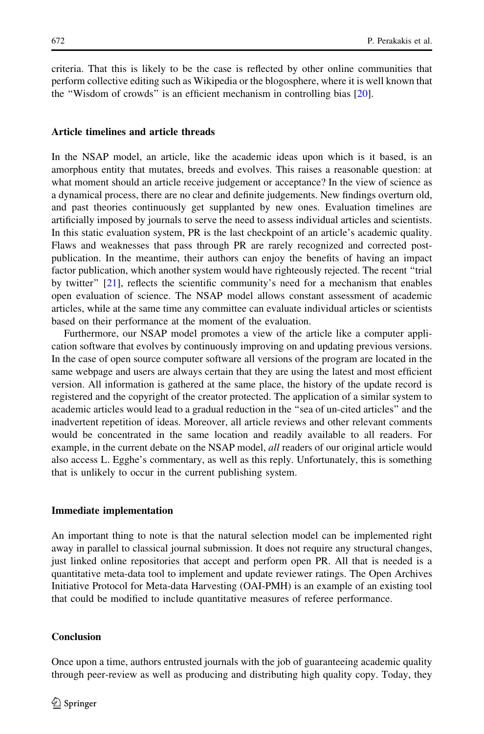criteria. That this is likely to be the case is reflected by other online communities that perform collective editing such as Wikipedia or the blogosphere, where it is well known that the "Wisdom of crowds" is an efficient mechanism in controlling bias [20].

### Article timelines and article threads

In the NSAP model, an article, like the academic ideas upon which is it based, is an amorphous entity that mutates, breeds and evolves. This raises a reasonable question: at what moment should an article receive judgement or acceptance? In the view of science as a dynamical process, there are no clear and definite judgements. New findings overturn old, and past theories continuously get supplanted by new ones. Evaluation timelines are artificially imposed by journals to serve the need to assess individual articles and scientists. In this static evaluation system, PR is the last checkpoint of an article's academic quality. Flaws and weaknesses that pass through PR are rarely recognized and corrected post-publication. In the meantime, their authors can enjoy the benefits of having an impact factor publication, which another system would have righteously rejected. The recent "trial by twitter" [21], reflects the scientific community's need for a mechanism that enables open evaluation of science. The NSAP model allows constant assessment of academic articles, while at the same time any committee can evaluate individual articles or scientists based on their performance at the moment of the evaluation.

Furthermore, our NSAP model promotes a view of the article like a computer application software that evolves by continuously improving on and updating previous versions. In the case of open source computer software all versions of the program are located in the same webpage and users are always certain that they are using the latest and most efficient version. All information is gathered at the same place, the history of the update record is registered and the copyright of the creator protected. The application of a similar system to academic articles would lead to a gradual reduction in the "sea of un-cited articles" and the inadvertent repetition of ideas. Moreover, all article reviews and other relevant comments would be concentrated in the same location and readily available to all readers. For example, in the current debate on the NSAP model, *all* readers of our original article would also access L. Egghe's commentary, as well as this reply. Unfortunately, this is something that is unlikely to occur in the current publishing system.

### Immediate implementation

An important thing to note is that the natural selection model can be implemented right away in parallel to classical journal submission. It does not require any structural changes, just linked online repositories that accept and perform open PR. All that is needed is a quantitative meta-data tool to implement and update reviewer ratings. The Open Archives Initiative Protocol for Meta-data Harvesting (OAI-PMH) is an example of an existing tool that could be modified to include quantitative measures of referee performance.

### Conclusion

Once upon a time, authors entrusted journals with the job of guaranteeing academic quality through peer-review as well as producing and distributing high quality copy. Today, they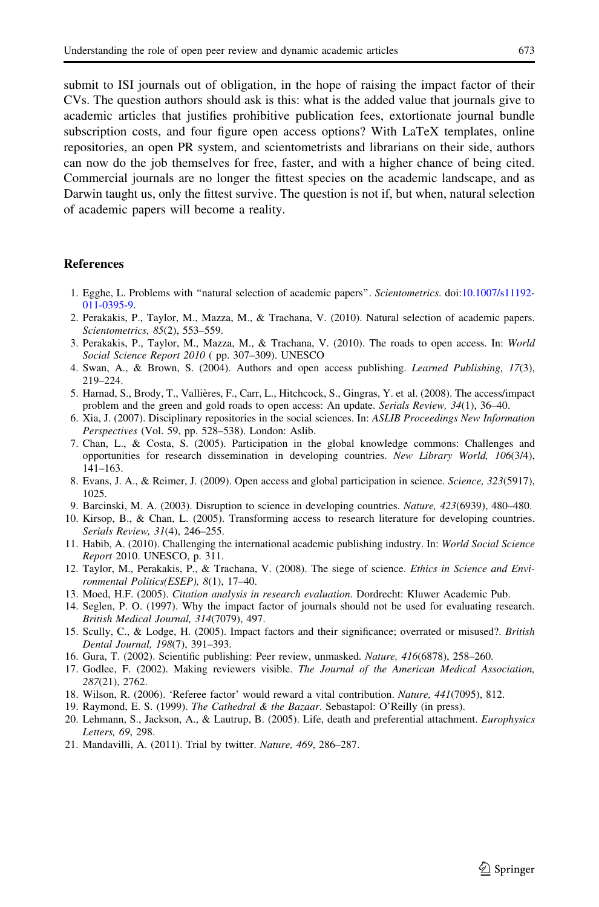submit to ISI journals out of obligation, in the hope of raising the impact factor of their CVs. The question authors should ask is this: what is the added value that journals give to academic articles that justifies prohibitive publication fees, extortionate journal bundle subscription costs, and four figure open access options? With LaTeX templates, online repositories, an open PR system, and scientometrists and librarians on their side, authors can now do the job themselves for free, faster, and with a higher chance of being cited. Commercial journals are no longer the fittest species on the academic landscape, and as Darwin taught us, only the fittest survive. The question is not if, but when, natural selection of academic papers will become a reality.

## References

1. Egghe, L. Problems with "natural selection of academic papers". *Scientometrics*. doi:10.1007/s11192-011-0395-9.
2. Perakakis, P., Taylor, M., Mazza, M., & Trachana, V. (2010). Natural selection of academic papers. *Scientometrics, 85*(2), 553–559.
3. Perakakis, P., Taylor, M., Mazza, M., & Trachana, V. (2010). The roads to open access. In: *World Social Science Report 2010* ( pp. 307–309). UNESCO
4. Swan, A., & Brown, S. (2004). Authors and open access publishing. *Learned Publishing, 17*(3), 219–224.
5. Harnad, S., Brody, T., Vallières, F., Carr, L., Hitchcock, S., Gingras, Y. et al. (2008). The access/impact problem and the green and gold roads to open access: An update. *Serials Review, 34*(1), 36–40.
6. Xia, J. (2007). Disciplinary repositories in the social sciences. In: *ASLIB Proceedings New Information Perspectives* (Vol. 59, pp. 528–538). London: Aslib.
7. Chan, L., & Costa, S. (2005). Participation in the global knowledge commons: Challenges and opportunities for research dissemination in developing countries. *New Library World, 106*(3/4), 141–163.
8. Evans, J. A., & Reimer, J. (2009). Open access and global participation in science. *Science, 323*(5917), 1025.
9. Barcinski, M. A. (2003). Disruption to science in developing countries. *Nature, 423*(6939), 480–480.
10. Kirsop, B., & Chan, L. (2005). Transforming access to research literature for developing countries. *Serials Review, 31*(4), 246–255.
11. Habib, A. (2010). Challenging the international academic publishing industry. In: *World Social Science Report* 2010. UNESCO, p. 311.
12. Taylor, M., Perakakis, P., & Trachana, V. (2008). The siege of science. *Ethics in Science and Environmental Politics(ESEP), 8*(1), 17–40.
13. Moed, H.F. (2005). *Citation analysis in research evaluation*. Dordrecht: Kluwer Academic Pub.
14. Seglen, P. O. (1997). Why the impact factor of journals should not be used for evaluating research. *British Medical Journal, 314*(7079), 497.
15. Scully, C., & Lodge, H. (2005). Impact factors and their significance; overrated or misused?. *British Dental Journal, 198*(7), 391–393.
16. Gura, T. (2002). Scientific publishing: Peer review, unmasked. *Nature, 416*(6878), 258–260.
17. Godlee, F. (2002). Making reviewers visible. *The Journal of the American Medical Association, 287*(21), 2762.
18. Wilson, R. (2006). 'Referee factor' would reward a vital contribution. *Nature, 441*(7095), 812.
19. Raymond, E. S. (1999). *The Cathedral & the Bazaar*. Sebastapol: O'Reilly (in press).
20. Lehmann, S., Jackson, A., & Lautrup, B. (2005). Life, death and preferential attachment. *Europhysics Letters, 69*, 298.
21. Mandavilli, A. (2011). Trial by twitter. *Nature, 469*, 286–287.